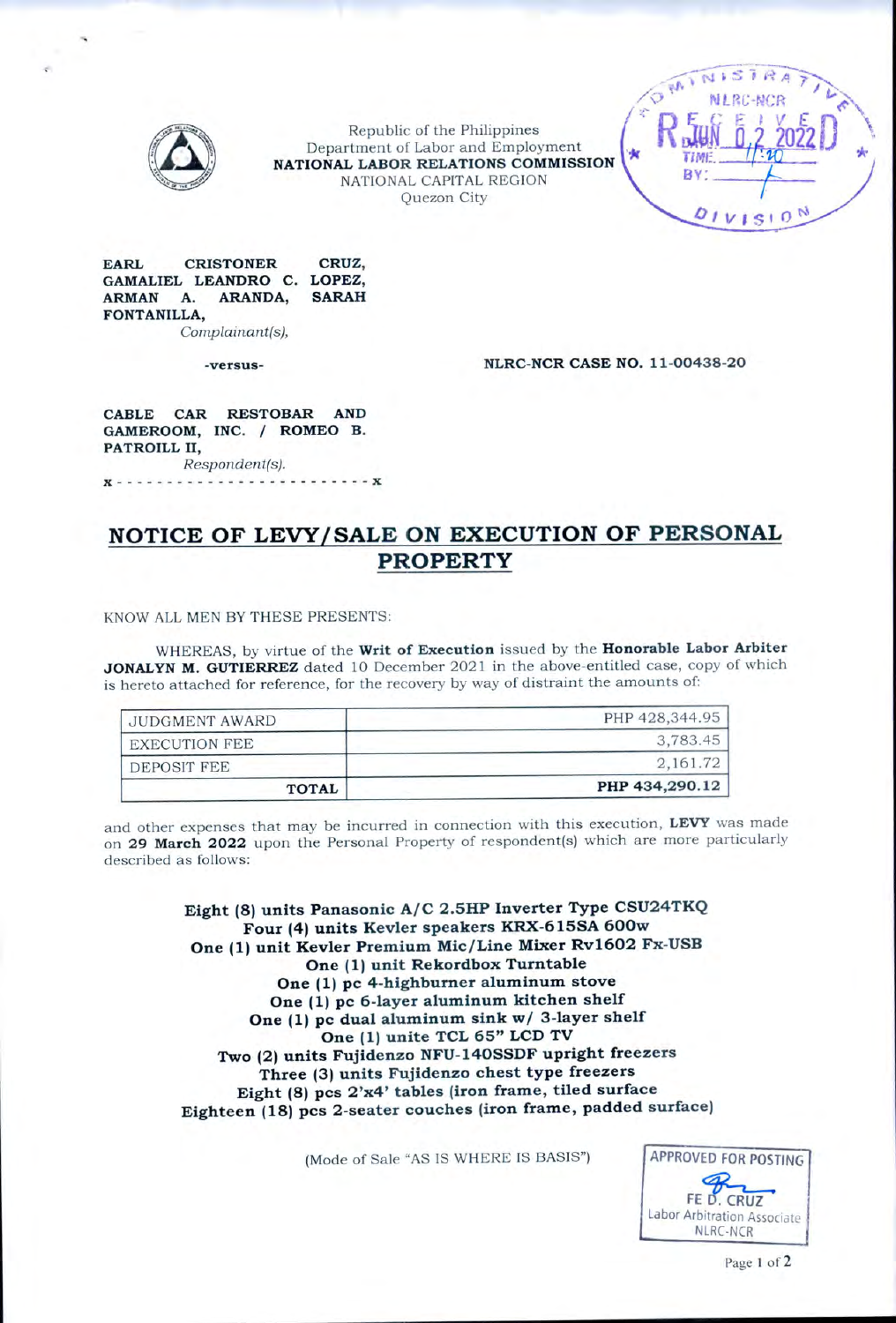Republic of the Philippines
Department of Labor and Employment
**NATIONAL LABOR RELATIONS COMMISSION**
NATIONAL CAPITAL REGION
Quezon City

ADMINISTRATIVE DIVISION NLRC-NCR RECEIVED JUN 02 2022 TIME: 11:20 BY:

**EARL CRISTONER CRUZ, GAMALIEL LEANDRO C. LOPEZ, ARMAN A. ARANDA, SARAH FONTANILLA,**
*Complainant(s),*

**-versus-** **NLRC-NCR CASE NO. 11-00438-20**

**CABLE CAR RESTOBAR AND GAMEROOM, INC. / ROMEO B. PATROILL II,**
*Respondent(s).*
x - - - - - - - - - - - - - - - - - - - - - - - - x

# NOTICE OF LEVY/SALE ON EXECUTION OF PERSONAL PROPERTY

KNOW ALL MEN BY THESE PRESENTS:

WHEREAS, by virtue of the **Writ of Execution** issued by the **Honorable Labor Arbiter JONALYN M. GUTIERREZ** dated 10 December 2021 in the above-entitled case, copy of which is hereto attached for reference, for the recovery by way of distraint the amounts of:

| | |
|---|---|
| JUDGMENT AWARD | PHP 428,344.95 |
| EXECUTION FEE | 3,783.45 |
| DEPOSIT FEE | 2,161.72 |
| **TOTAL** | **PHP 434,290.12** |

and other expenses that may be incurred in connection with this execution, **LEVY** was made on **29 March 2022** upon the Personal Property of respondent(s) which are more particularly described as follows:

**Eight (8) units Panasonic A/C 2.5HP Inverter Type CSU24TKQ**
**Four (4) units Kevler speakers KRX-615SA 600w**
**One (1) unit Kevler Premium Mic/Line Mixer Rv1602 Fx-USB**
**One (1) unit Rekordbox Turntable**
**One (1) pc 4-highburner aluminum stove**
**One (1) pc 6-layer aluminum kitchen shelf**
**One (1) pc dual aluminum sink w/ 3-layer shelf**
**One (1) unite TCL 65" LCD TV**
**Two (2) units Fujidenzo NFU-140SSDF upright freezers**
**Three (3) units Fujidenzo chest type freezers**
**Eight (8) pcs 2'x4' tables (iron frame, tiled surface**
**Eighteen (18) pcs 2-seater couches (iron frame, padded surface)**

(Mode of Sale "AS IS WHERE IS BASIS")

APPROVED FOR POSTING
FE D. CRUZ
Labor Arbitration Associate
NLRC-NCR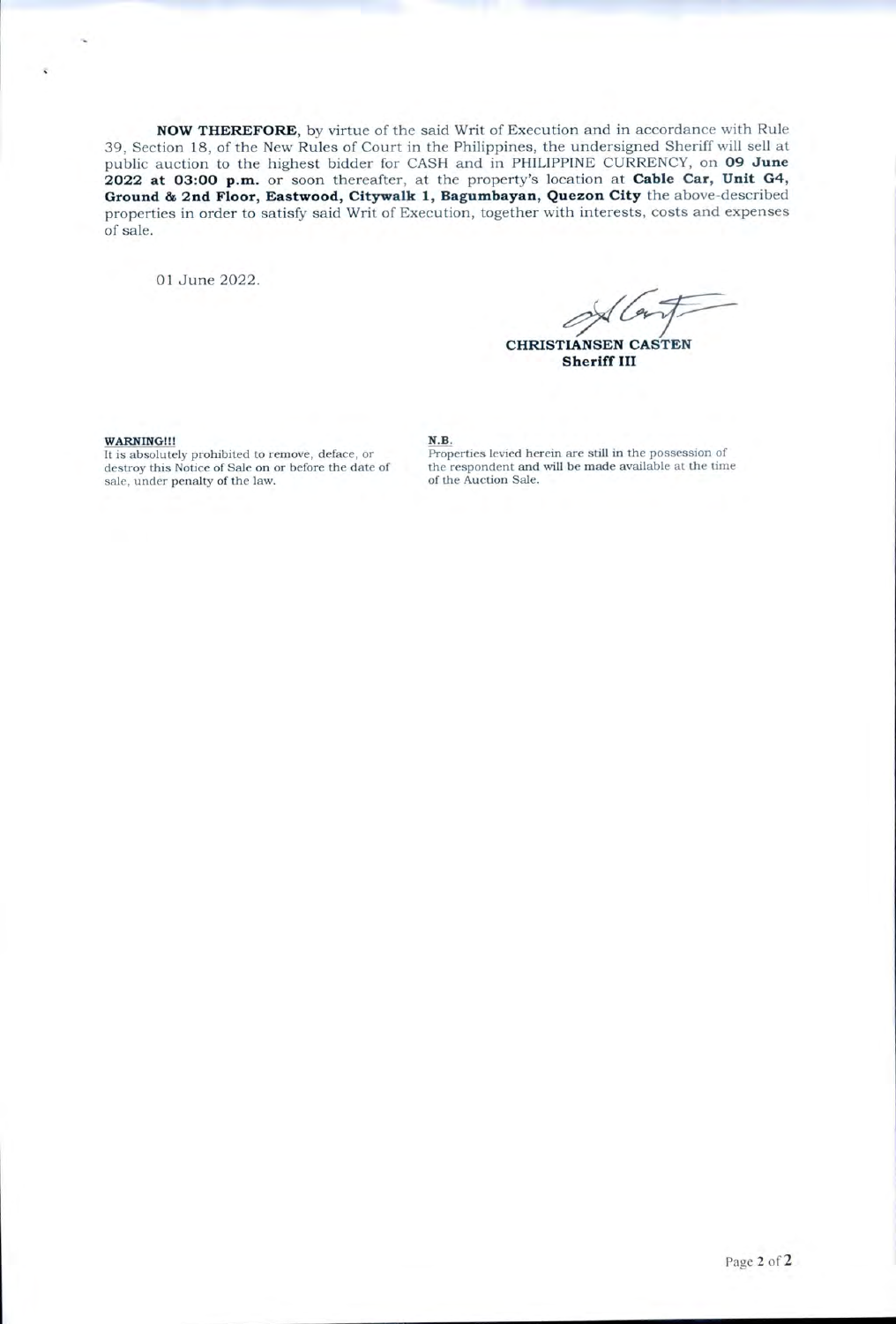**NOW THEREFORE**, by virtue of the said Writ of Execution and in accordance with Rule 39, Section 18, of the New Rules of Court in the Philippines, the undersigned Sheriff will sell at public auction to the highest bidder for CASH and in PHILIPPINE CURRENCY, on **09 June 2022 at 03:00 p.m.** or soon thereafter, at the property's location at **Cable Car, Unit G4, Ground & 2nd Floor, Eastwood, Citywalk 1, Bagumbayan, Quezon City** the above-described properties in order to satisfy said Writ of Execution, together with interests, costs and expenses of sale.

01 June 2022.

**CHRISTIANSEN CASTEN**
**Sheriff III**

**WARNING!!!**
It is absolutely prohibited to remove, deface, or destroy this Notice of Sale on or before the date of sale, under penalty of the law.

**N.B.**
Properties levied herein are still in the possession of the respondent and will be made available at the time of the Auction Sale.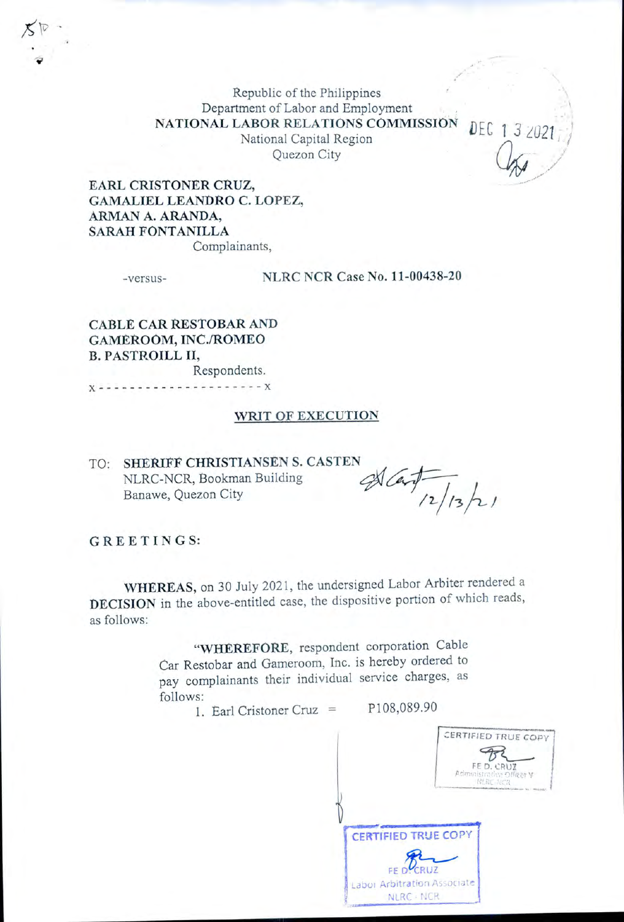Republic of the Philippines
Department of Labor and Employment
**NATIONAL LABOR RELATIONS COMMISSION**
National Capital Region
Quezon City

DEC 13 2021

**EARL CRISTONER CRUZ,**
**GAMALIEL LEANDRO C. LOPEZ,**
**ARMAN A. ARANDA,**
**SARAH FONTANILLA**
Complainants,

-versus- **NLRC NCR Case No. 11-00438-20**

**CABLE CAR RESTOBAR AND GAMEROOM, INC./ROMEO B. PASTROILL II,**
Respondents.
x - - - - - - - - - - - - - - - - - - - - x

## WRIT OF EXECUTION

TO: **SHERIFF CHRISTIANSEN S. CASTEN**
NLRC-NCR, Bookman Building
Banawe, Quezon City

12/13/21

**GREETINGS:**

**WHEREAS,** on 30 July 2021, the undersigned Labor Arbiter rendered a **DECISION** in the above-entitled case, the dispositive portion of which reads, as follows:

> "**WHEREFORE,** respondent corporation Cable Car Restobar and Gameroom, Inc. is hereby ordered to pay complainants their individual service charges, as follows:
>
> 1. Earl Cristoner Cruz = P108,089.90

CERTIFIED TRUE COPY
FE D. CRUZ
Administrative Officer V
NLRC-NCR

CERTIFIED TRUE COPY
FE D. CRUZ
Labor Arbitration Associate
NLRC - NCR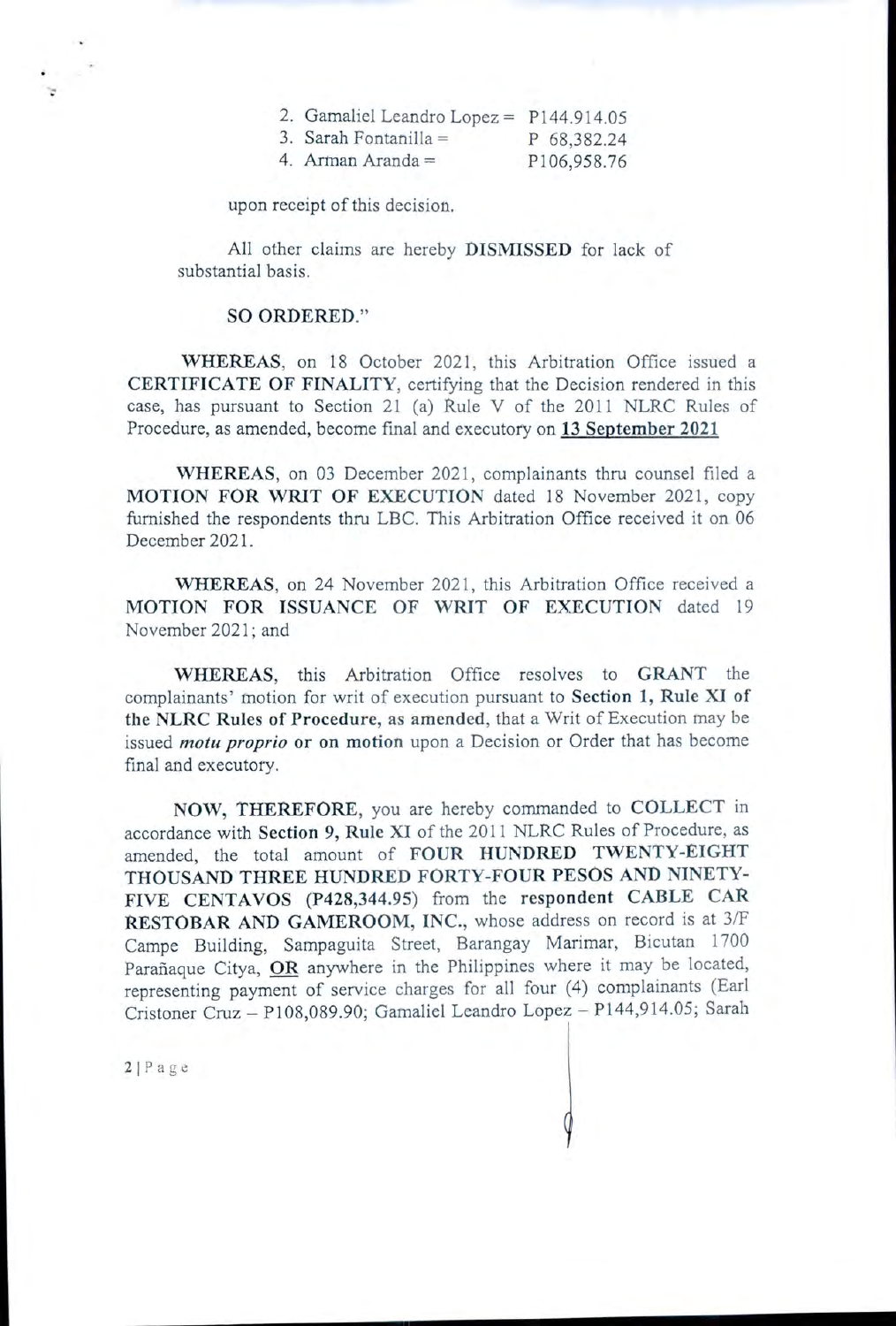2. Gamaliel Leandro Lopez = P144.914.05
3. Sarah Fontanilla = P 68,382.24
4. Arman Aranda = P106,958.76

upon receipt of this decision.

All other claims are hereby **DISMISSED** for lack of substantial basis.

**SO ORDERED.**"

**WHEREAS**, on 18 October 2021, this Arbitration Office issued a **CERTIFICATE OF FINALITY**, certifying that the Decision rendered in this case, has pursuant to Section 21 (a) Rule V of the 2011 NLRC Rules of Procedure, as amended, become final and executory on **13 September 2021**

**WHEREAS**, on 03 December 2021, complainants thru counsel filed a **MOTION FOR WRIT OF EXECUTION** dated 18 November 2021, copy furnished the respondents thru LBC. This Arbitration Office received it on 06 December 2021.

**WHEREAS**, on 24 November 2021, this Arbitration Office received a **MOTION FOR ISSUANCE OF WRIT OF EXECUTION** dated 19 November 2021; and

**WHEREAS**, this Arbitration Office resolves to **GRANT** the complainants' motion for writ of execution pursuant to **Section 1, Rule XI of the NLRC Rules of Procedure, as amended**, that a Writ of Execution may be issued ***motu proprio*** **or on motion** upon a Decision or Order that has become final and executory.

**NOW, THEREFORE**, you are hereby commanded to **COLLECT** in accordance with **Section 9, Rule XI** of the 2011 NLRC Rules of Procedure, as amended, the total amount of **FOUR HUNDRED TWENTY-EIGHT THOUSAND THREE HUNDRED FORTY-FOUR PESOS AND NINETY-FIVE CENTAVOS (P428,344.95)** from the **respondent CABLE CAR RESTOBAR AND GAMEROOM, INC.**, whose address on record is at 3/F Campe Building, Sampaguita Street, Barangay Marimar, Bicutan 1700 Parañaque Citya, **OR** anywhere in the Philippines where it may be located, representing payment of service charges for all four (4) complainants (Earl Cristoner Cruz – P108,089.90; Gamaliel Leandro Lopez – P144,914.05; Sarah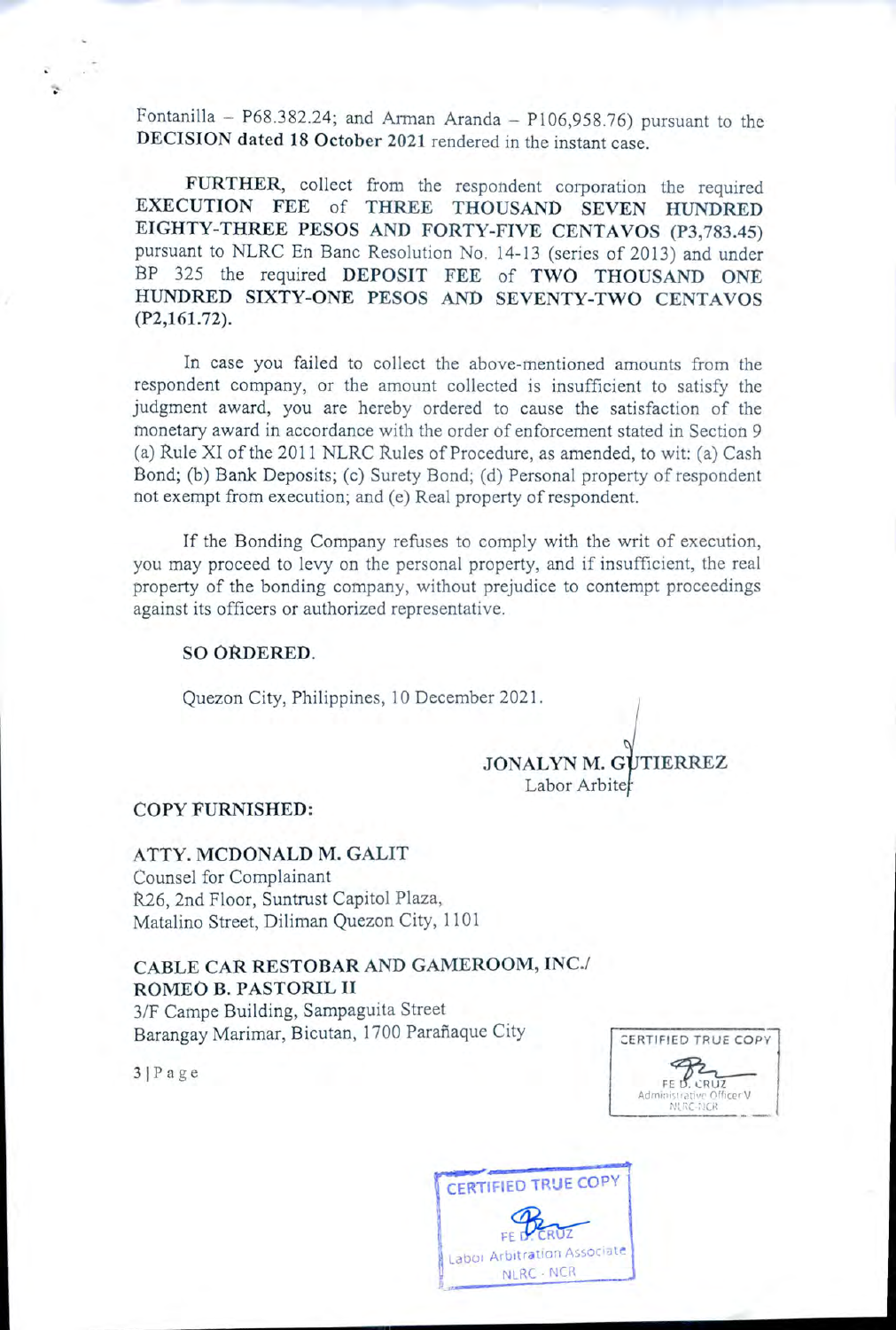Fontanilla – P68.382.24; and Arman Aranda – P106,958.76) pursuant to the **DECISION dated 18 October 2021** rendered in the instant case.

**FURTHER**, collect from the respondent corporation the required **EXECUTION FEE** of **THREE THOUSAND SEVEN HUNDRED EIGHTY-THREE PESOS AND FORTY-FIVE CENTAVOS (P3,783.45)** pursuant to NLRC En Banc Resolution No. 14-13 (series of 2013) and under BP 325 the required **DEPOSIT FEE** of **TWO THOUSAND ONE HUNDRED SIXTY-ONE PESOS AND SEVENTY-TWO CENTAVOS (P2,161.72).**

In case you failed to collect the above-mentioned amounts from the respondent company, or the amount collected is insufficient to satisfy the judgment award, you are hereby ordered to cause the satisfaction of the monetary award in accordance with the order of enforcement stated in Section 9 (a) Rule XI of the 2011 NLRC Rules of Procedure, as amended, to wit: (a) Cash Bond; (b) Bank Deposits; (c) Surety Bond; (d) Personal property of respondent not exempt from execution; and (e) Real property of respondent.

If the Bonding Company refuses to comply with the writ of execution, you may proceed to levy on the personal property, and if insufficient, the real property of the bonding company, without prejudice to contempt proceedings against its officers or authorized representative.

**SO ORDERED.**

Quezon City, Philippines, 10 December 2021.

**JONALYN M. GUTIERREZ**
Labor Arbiter

**COPY FURNISHED:**

**ATTY. MCDONALD M. GALIT**
Counsel for Complainant
R26, 2nd Floor, Suntrust Capitol Plaza,
Matalino Street, Diliman Quezon City, 1101

**CABLE CAR RESTOBAR AND GAMEROOM, INC./ ROMEO B. PASTORIL II**
3/F Campe Building, Sampaguita Street
Barangay Marimar, Bicutan, 1700 Parañaque City

CERTIFIED TRUE COPY
FE D. CRUZ
Administrative Officer V
NLRC-NCR

CERTIFIED TRUE COPY
FE D. CRUZ
Labor Arbitration Associate
NLRC - NCR